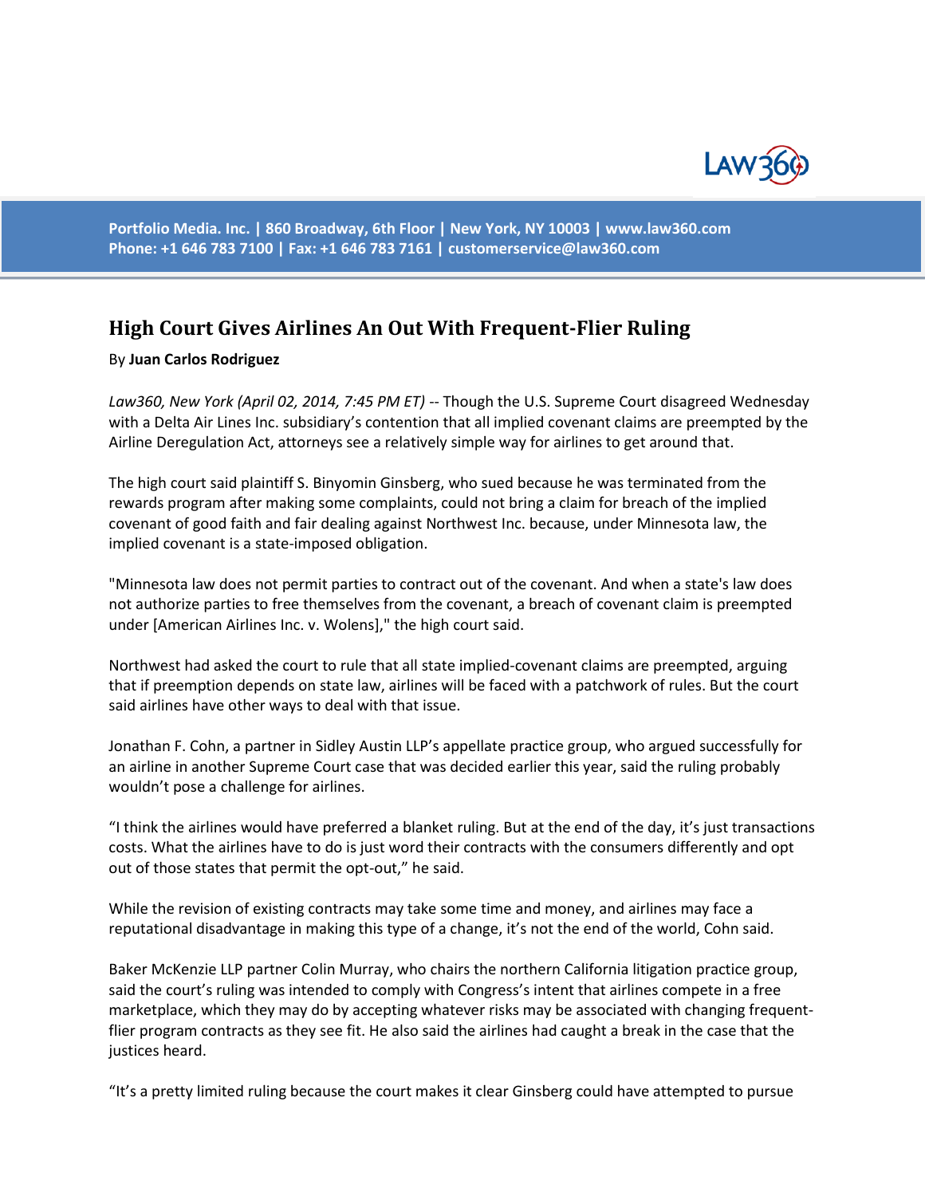Portfolio Media. Inc. | 860 Broadway, 6th Floor | New York, NY 10003 | www.law360.com
Phone: +1 646 783 7100 | Fax: +1 646 783 7161 | customerservice@law360.com

# High Court Gives Airlines An Out With Frequent-Flier Ruling

By **Juan Carlos Rodriguez**

*Law360, New York (April 02, 2014, 7:45 PM ET)* -- Though the U.S. Supreme Court disagreed Wednesday with a Delta Air Lines Inc. subsidiary's contention that all implied covenant claims are preempted by the Airline Deregulation Act, attorneys see a relatively simple way for airlines to get around that.

The high court said plaintiff S. Binyomin Ginsberg, who sued because he was terminated from the rewards program after making some complaints, could not bring a claim for breach of the implied covenant of good faith and fair dealing against Northwest Inc. because, under Minnesota law, the implied covenant is a state-imposed obligation.

"Minnesota law does not permit parties to contract out of the covenant. And when a state's law does not authorize parties to free themselves from the covenant, a breach of covenant claim is preempted under [American Airlines Inc. v. Wolens]," the high court said.

Northwest had asked the court to rule that all state implied-covenant claims are preempted, arguing that if preemption depends on state law, airlines will be faced with a patchwork of rules. But the court said airlines have other ways to deal with that issue.

Jonathan F. Cohn, a partner in Sidley Austin LLP's appellate practice group, who argued successfully for an airline in another Supreme Court case that was decided earlier this year, said the ruling probably wouldn't pose a challenge for airlines.

"I think the airlines would have preferred a blanket ruling. But at the end of the day, it's just transactions costs. What the airlines have to do is just word their contracts with the consumers differently and opt out of those states that permit the opt-out," he said.

While the revision of existing contracts may take some time and money, and airlines may face a reputational disadvantage in making this type of a change, it's not the end of the world, Cohn said.

Baker McKenzie LLP partner Colin Murray, who chairs the northern California litigation practice group, said the court's ruling was intended to comply with Congress's intent that airlines compete in a free marketplace, which they may do by accepting whatever risks may be associated with changing frequent-flier program contracts as they see fit. He also said the airlines had caught a break in the case that the justices heard.

"It's a pretty limited ruling because the court makes it clear Ginsberg could have attempted to pursue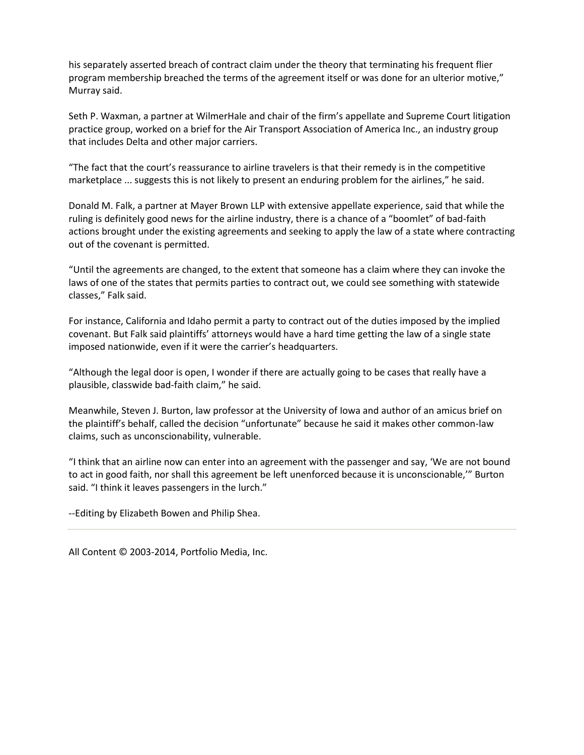his separately asserted breach of contract claim under the theory that terminating his frequent flier program membership breached the terms of the agreement itself or was done for an ulterior motive," Murray said.

Seth P. Waxman, a partner at WilmerHale and chair of the firm's appellate and Supreme Court litigation practice group, worked on a brief for the Air Transport Association of America Inc., an industry group that includes Delta and other major carriers.

"The fact that the court's reassurance to airline travelers is that their remedy is in the competitive marketplace ... suggests this is not likely to present an enduring problem for the airlines," he said.

Donald M. Falk, a partner at Mayer Brown LLP with extensive appellate experience, said that while the ruling is definitely good news for the airline industry, there is a chance of a "boomlet" of bad-faith actions brought under the existing agreements and seeking to apply the law of a state where contracting out of the covenant is permitted.

"Until the agreements are changed, to the extent that someone has a claim where they can invoke the laws of one of the states that permits parties to contract out, we could see something with statewide classes," Falk said.

For instance, California and Idaho permit a party to contract out of the duties imposed by the implied covenant. But Falk said plaintiffs' attorneys would have a hard time getting the law of a single state imposed nationwide, even if it were the carrier's headquarters.

"Although the legal door is open, I wonder if there are actually going to be cases that really have a plausible, classwide bad-faith claim," he said.

Meanwhile, Steven J. Burton, law professor at the University of Iowa and author of an amicus brief on the plaintiff's behalf, called the decision "unfortunate" because he said it makes other common-law claims, such as unconscionability, vulnerable.

"I think that an airline now can enter into an agreement with the passenger and say, 'We are not bound to act in good faith, nor shall this agreement be left unenforced because it is unconscionable,'" Burton said. "I think it leaves passengers in the lurch."

--Editing by Elizabeth Bowen and Philip Shea.

---

All Content © 2003-2014, Portfolio Media, Inc.